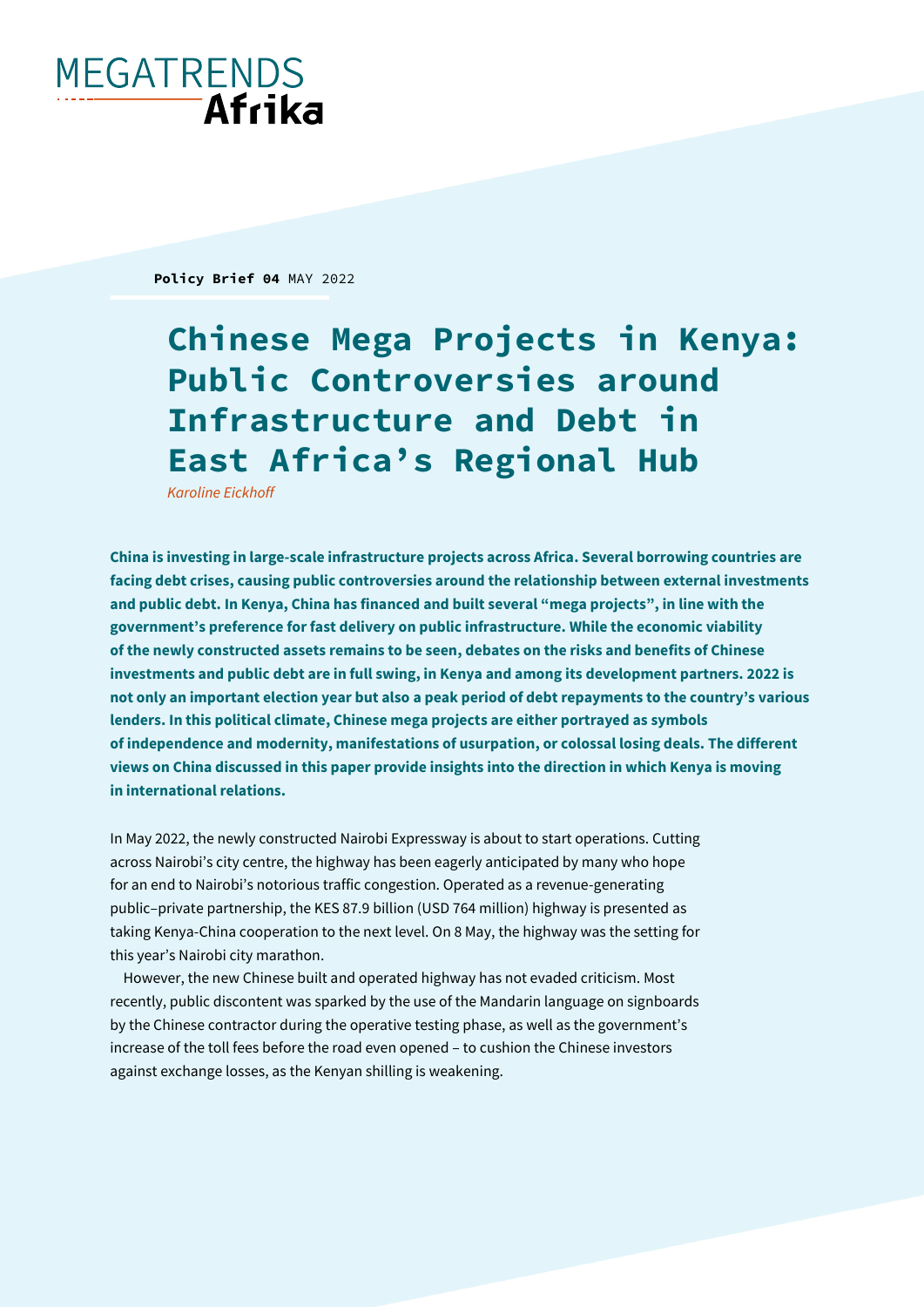MEGATRENDS **Afrika**

**Policy Brief 04** MAY 2022

# Chinese Mega Projects in Kenya: Public Controversies around Infrastructure and Debt in East Africa's Regional Hub

*Karoline Eickhoff*

**China is investing in large-scale infrastructure projects across Africa. Several borrowing countries are facing debt crises, causing public controversies around the relationship between external investments and public debt. In Kenya, China has financed and built several "mega projects", in line with the government's preference for fast delivery on public infrastructure. While the economic viability of the newly constructed assets remains to be seen, debates on the risks and benefits of Chinese investments and public debt are in full swing, in Kenya and among its development partners. 2022 is not only an important election year but also a peak period of debt repayments to the country's various lenders. In this political climate, Chinese mega projects are either portrayed as symbols of independence and modernity, manifestations of usurpation, or colossal losing deals. The different views on China discussed in this paper provide insights into the direction in which Kenya is moving in international relations.**

In May 2022, the newly constructed Nairobi Expressway is about to start operations. Cutting across Nairobi's city centre, the highway has been eagerly anticipated by many who hope for an end to Nairobi's notorious traffic congestion. Operated as a revenue-generating public–private partnership, the KES 87.9 billion (USD 764 million) highway is presented as taking Kenya-China cooperation to the next level. On 8 May, the highway was the setting for this year's Nairobi city marathon.

However, the new Chinese built and operated highway has not evaded criticism. Most recently, public discontent was sparked by the use of the Mandarin language on signboards by the Chinese contractor during the operative testing phase, as well as the government's increase of the toll fees before the road even opened – to cushion the Chinese investors against exchange losses, as the Kenyan shilling is weakening.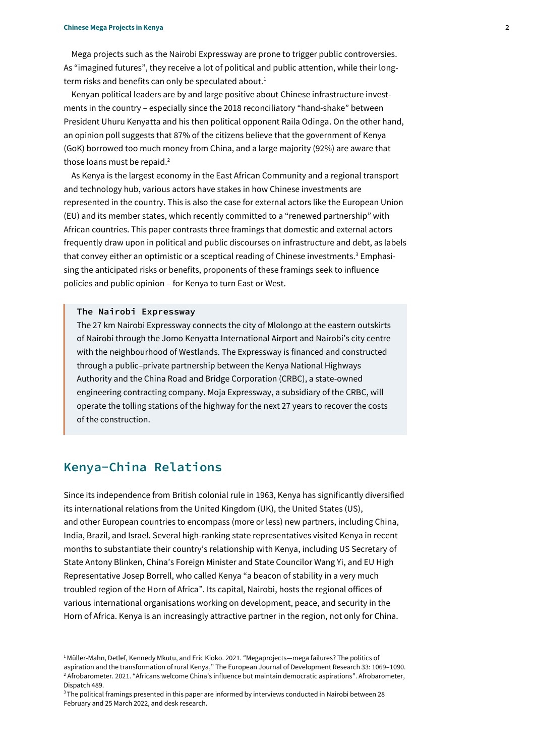Mega projects such as the Nairobi Expressway are prone to trigger public controversies. As "imagined futures", they receive a lot of political and public attention, while their long-term risks and benefits can only be speculated about.[1]

Kenyan political leaders are by and large positive about Chinese infrastructure investments in the country – especially since the 2018 reconciliatory "hand-shake" between President Uhuru Kenyatta and his then political opponent Raila Odinga. On the other hand, an opinion poll suggests that 87% of the citizens believe that the government of Kenya (GoK) borrowed too much money from China, and a large majority (92%) are aware that those loans must be repaid.[2]

As Kenya is the largest economy in the East African Community and a regional transport and technology hub, various actors have stakes in how Chinese investments are represented in the country. This is also the case for external actors like the European Union (EU) and its member states, which recently committed to a "renewed partnership" with African countries. This paper contrasts three framings that domestic and external actors frequently draw upon in political and public discourses on infrastructure and debt, as labels that convey either an optimistic or a sceptical reading of Chinese investments.[3] Emphasising the anticipated risks or benefits, proponents of these framings seek to influence policies and public opinion – for Kenya to turn East or West.

> **The Nairobi Expressway**
>
> The 27 km Nairobi Expressway connects the city of Mlolongo at the eastern outskirts of Nairobi through the Jomo Kenyatta International Airport and Nairobi's city centre with the neighbourhood of Westlands. The Expressway is financed and constructed through a public–private partnership between the Kenya National Highways Authority and the China Road and Bridge Corporation (CRBC), a state-owned engineering contracting company. Moja Expressway, a subsidiary of the CRBC, will operate the tolling stations of the highway for the next 27 years to recover the costs of the construction.

## Kenya-China Relations

Since its independence from British colonial rule in 1963, Kenya has significantly diversified its international relations from the United Kingdom (UK), the United States (US), and other European countries to encompass (more or less) new partners, including China, India, Brazil, and Israel. Several high-ranking state representatives visited Kenya in recent months to substantiate their country's relationship with Kenya, including US Secretary of State Antony Blinken, China's Foreign Minister and State Councilor Wang Yi, and EU High Representative Josep Borrell, who called Kenya "a beacon of stability in a very much troubled region of the Horn of Africa". Its capital, Nairobi, hosts the regional offices of various international organisations working on development, peace, and security in the Horn of Africa. Kenya is an increasingly attractive partner in the region, not only for China.

[1] Müller-Mahn, Detlef, Kennedy Mkutu, and Eric Kioko. 2021. "Megaprojects—mega failures? The politics of aspiration and the transformation of rural Kenya," The European Journal of Development Research 33: 1069–1090.

[2] Afrobarometer. 2021. "Africans welcome China's influence but maintain democratic aspirations". Afrobarometer, Dispatch 489.

[3] The political framings presented in this paper are informed by interviews conducted in Nairobi between 28 February and 25 March 2022, and desk research.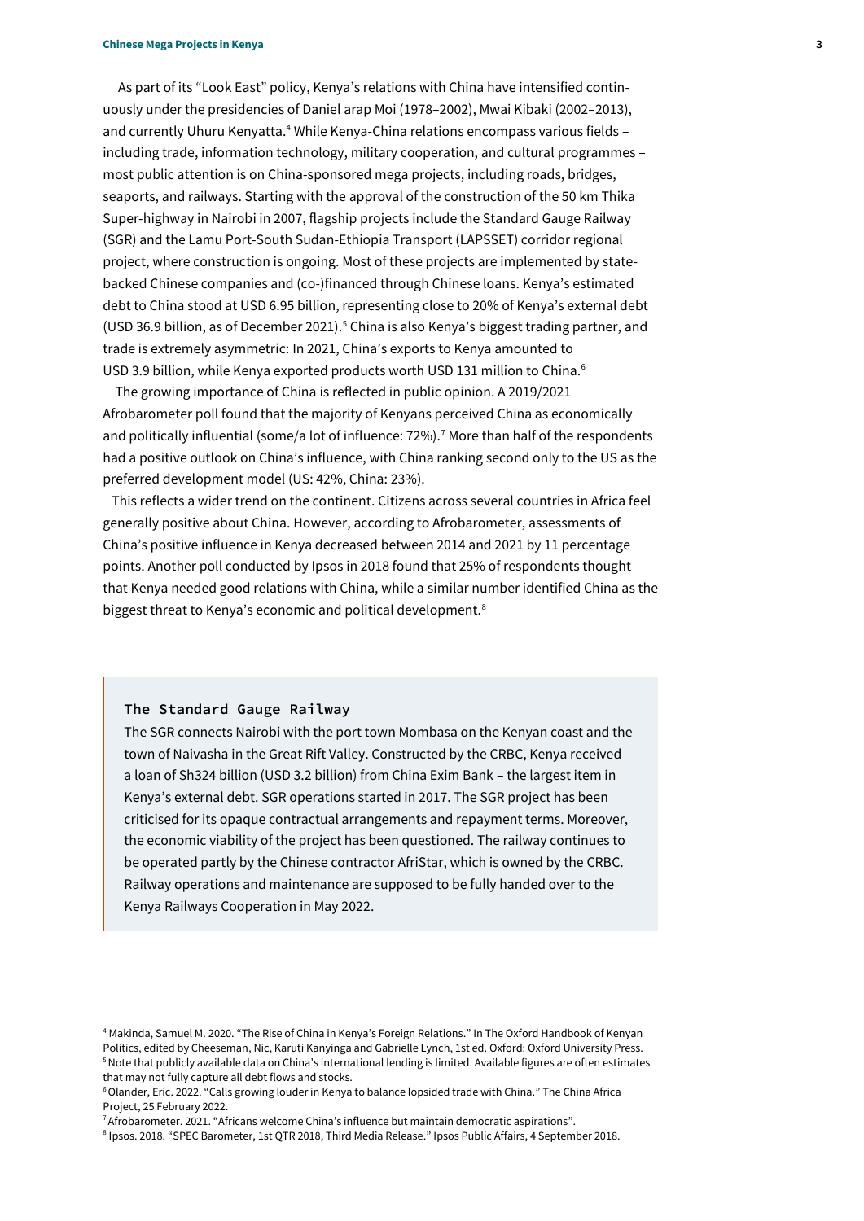As part of its "Look East" policy, Kenya's relations with China have intensified continuously under the presidencies of Daniel arap Moi (1978–2002), Mwai Kibaki (2002–2013), and currently Uhuru Kenyatta.[4] While Kenya-China relations encompass various fields – including trade, information technology, military cooperation, and cultural programmes – most public attention is on China-sponsored mega projects, including roads, bridges, seaports, and railways. Starting with the approval of the construction of the 50 km Thika Super-highway in Nairobi in 2007, flagship projects include the Standard Gauge Railway (SGR) and the Lamu Port-South Sudan-Ethiopia Transport (LAPSSET) corridor regional project, where construction is ongoing. Most of these projects are implemented by state-backed Chinese companies and (co-)financed through Chinese loans. Kenya's estimated debt to China stood at USD 6.95 billion, representing close to 20% of Kenya's external debt (USD 36.9 billion, as of December 2021).[5] China is also Kenya's biggest trading partner, and trade is extremely asymmetric: In 2021, China's exports to Kenya amounted to USD 3.9 billion, while Kenya exported products worth USD 131 million to China.[6]

The growing importance of China is reflected in public opinion. A 2019/2021 Afrobarometer poll found that the majority of Kenyans perceived China as economically and politically influential (some/a lot of influence: 72%).[7] More than half of the respondents had a positive outlook on China's influence, with China ranking second only to the US as the preferred development model (US: 42%, China: 23%).

This reflects a wider trend on the continent. Citizens across several countries in Africa feel generally positive about China. However, according to Afrobarometer, assessments of China's positive influence in Kenya decreased between 2014 and 2021 by 11 percentage points. Another poll conducted by Ipsos in 2018 found that 25% of respondents thought that Kenya needed good relations with China, while a similar number identified China as the biggest threat to Kenya's economic and political development.[8]

> **The Standard Gauge Railway**
>
> The SGR connects Nairobi with the port town Mombasa on the Kenyan coast and the town of Naivasha in the Great Rift Valley. Constructed by the CRBC, Kenya received a loan of Sh324 billion (USD 3.2 billion) from China Exim Bank – the largest item in Kenya's external debt. SGR operations started in 2017. The SGR project has been criticised for its opaque contractual arrangements and repayment terms. Moreover, the economic viability of the project has been questioned. The railway continues to be operated partly by the Chinese contractor AfriStar, which is owned by the CRBC. Railway operations and maintenance are supposed to be fully handed over to the Kenya Railways Cooperation in May 2022.

---

[4] Makinda, Samuel M. 2020. "The Rise of China in Kenya's Foreign Relations." In The Oxford Handbook of Kenyan Politics, edited by Cheeseman, Nic, Karuti Kanyinga and Gabrielle Lynch, 1st ed. Oxford: Oxford University Press.

[5] Note that publicly available data on China's international lending is limited. Available figures are often estimates that may not fully capture all debt flows and stocks.

[6] Olander, Eric. 2022. "Calls growing louder in Kenya to balance lopsided trade with China." The China Africa Project, 25 February 2022.

[7] Afrobarometer. 2021. "Africans welcome China's influence but maintain democratic aspirations".

[8] Ipsos. 2018. "SPEC Barometer, 1st QTR 2018, Third Media Release." Ipsos Public Affairs, 4 September 2018.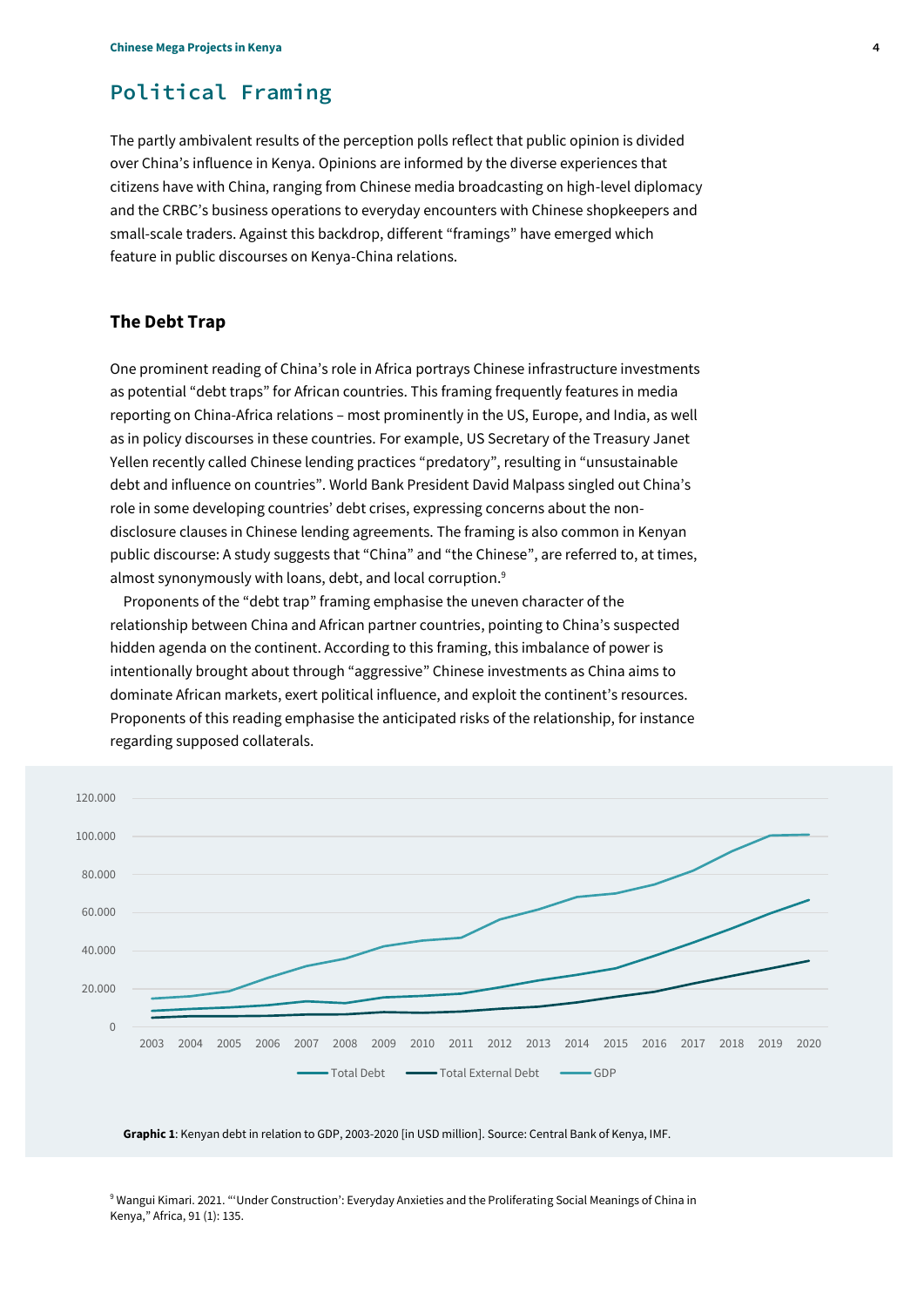## Political Framing

The partly ambivalent results of the perception polls reflect that public opinion is divided over China's influence in Kenya. Opinions are informed by the diverse experiences that citizens have with China, ranging from Chinese media broadcasting on high-level diplomacy and the CRBC's business operations to everyday encounters with Chinese shopkeepers and small-scale traders. Against this backdrop, different "framings" have emerged which feature in public discourses on Kenya-China relations.

### The Debt Trap

One prominent reading of China's role in Africa portrays Chinese infrastructure investments as potential "debt traps" for African countries. This framing frequently features in media reporting on China-Africa relations – most prominently in the US, Europe, and India, as well as in policy discourses in these countries. For example, US Secretary of the Treasury Janet Yellen recently called Chinese lending practices "predatory", resulting in "unsustainable debt and influence on countries". World Bank President David Malpass singled out China's role in some developing countries' debt crises, expressing concerns about the non-disclosure clauses in Chinese lending agreements. The framing is also common in Kenyan public discourse: A study suggests that "China" and "the Chinese", are referred to, at times, almost synonymously with loans, debt, and local corruption.[9]

Proponents of the "debt trap" framing emphasise the uneven character of the relationship between China and African partner countries, pointing to China's suspected hidden agenda on the continent. According to this framing, this imbalance of power is intentionally brought about through "aggressive" Chinese investments as China aims to dominate African markets, exert political influence, and exploit the continent's resources. Proponents of this reading emphasise the anticipated risks of the relationship, for instance regarding supposed collaterals.

**Graphic 1**: Kenyan debt in relation to GDP, 2003-2020 [in USD million]. Source: Central Bank of Kenya, IMF.

[9] Wangui Kimari. 2021. "'Under Construction': Everyday Anxieties and the Proliferating Social Meanings of China in Kenya," Africa, 91 (1): 135.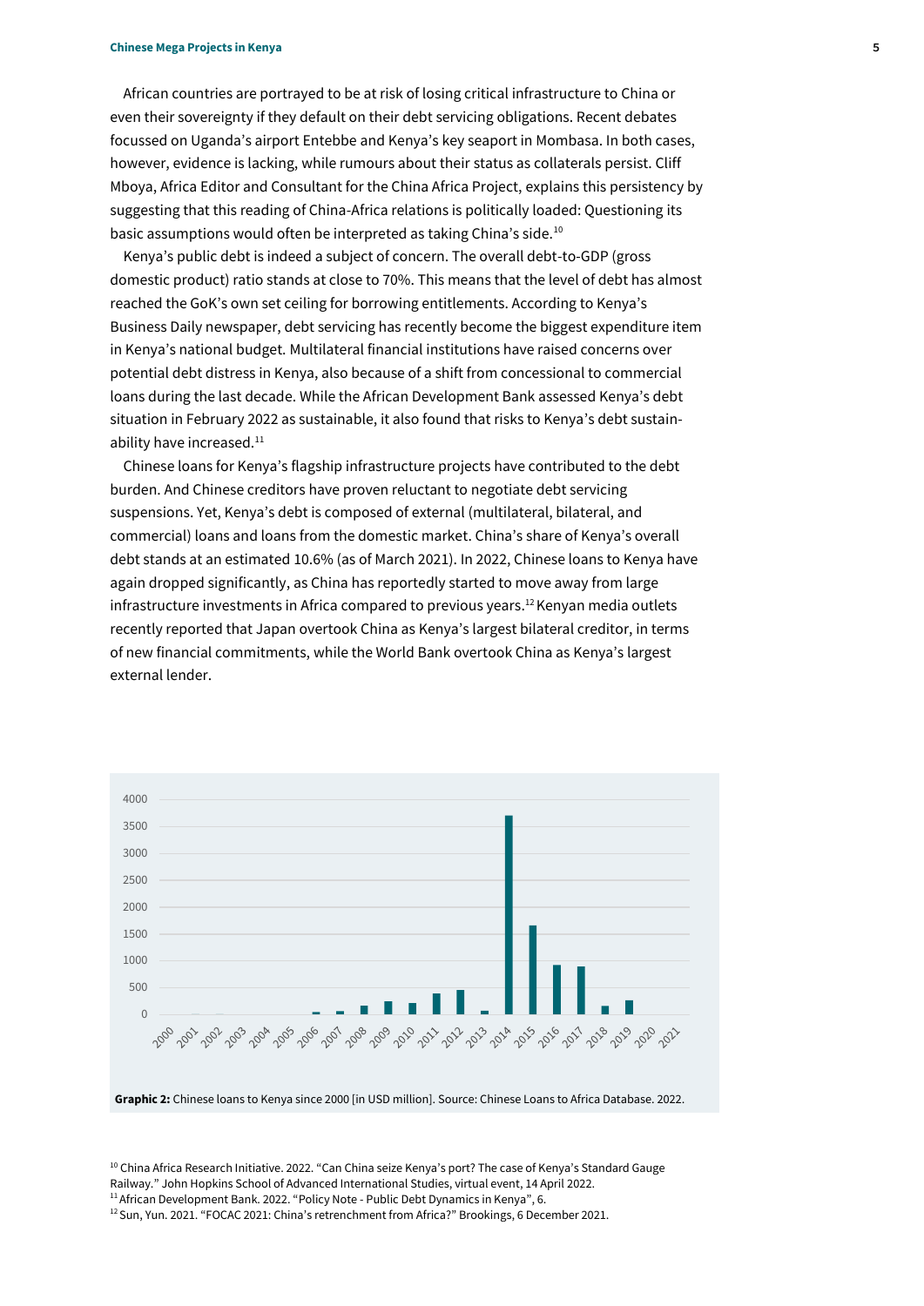African countries are portrayed to be at risk of losing critical infrastructure to China or even their sovereignty if they default on their debt servicing obligations. Recent debates focussed on Uganda's airport Entebbe and Kenya's key seaport in Mombasa. In both cases, however, evidence is lacking, while rumours about their status as collaterals persist. Cliff Mboya, Africa Editor and Consultant for the China Africa Project, explains this persistency by suggesting that this reading of China-Africa relations is politically loaded: Questioning its basic assumptions would often be interpreted as taking China's side.[10]

Kenya's public debt is indeed a subject of concern. The overall debt-to-GDP (gross domestic product) ratio stands at close to 70%. This means that the level of debt has almost reached the GoK's own set ceiling for borrowing entitlements. According to Kenya's Business Daily newspaper, debt servicing has recently become the biggest expenditure item in Kenya's national budget. Multilateral financial institutions have raised concerns over potential debt distress in Kenya, also because of a shift from concessional to commercial loans during the last decade. While the African Development Bank assessed Kenya's debt situation in February 2022 as sustainable, it also found that risks to Kenya's debt sustainability have increased.[11]

Chinese loans for Kenya's flagship infrastructure projects have contributed to the debt burden. And Chinese creditors have proven reluctant to negotiate debt servicing suspensions. Yet, Kenya's debt is composed of external (multilateral, bilateral, and commercial) loans and loans from the domestic market. China's share of Kenya's overall debt stands at an estimated 10.6% (as of March 2021). In 2022, Chinese loans to Kenya have again dropped significantly, as China has reportedly started to move away from large infrastructure investments in Africa compared to previous years.[12] Kenyan media outlets recently reported that Japan overtook China as Kenya's largest bilateral creditor, in terms of new financial commitments, while the World Bank overtook China as Kenya's largest external lender.

**Graphic 2:** Chinese loans to Kenya since 2000 [in USD million]. Source: Chinese Loans to Africa Database. 2022.

[10] China Africa Research Initiative. 2022. "Can China seize Kenya's port? The case of Kenya's Standard Gauge Railway." John Hopkins School of Advanced International Studies, virtual event, 14 April 2022.

[11] African Development Bank. 2022. "Policy Note - Public Debt Dynamics in Kenya", 6.

[12] Sun, Yun. 2021. "FOCAC 2021: China's retrenchment from Africa?" Brookings, 6 December 2021.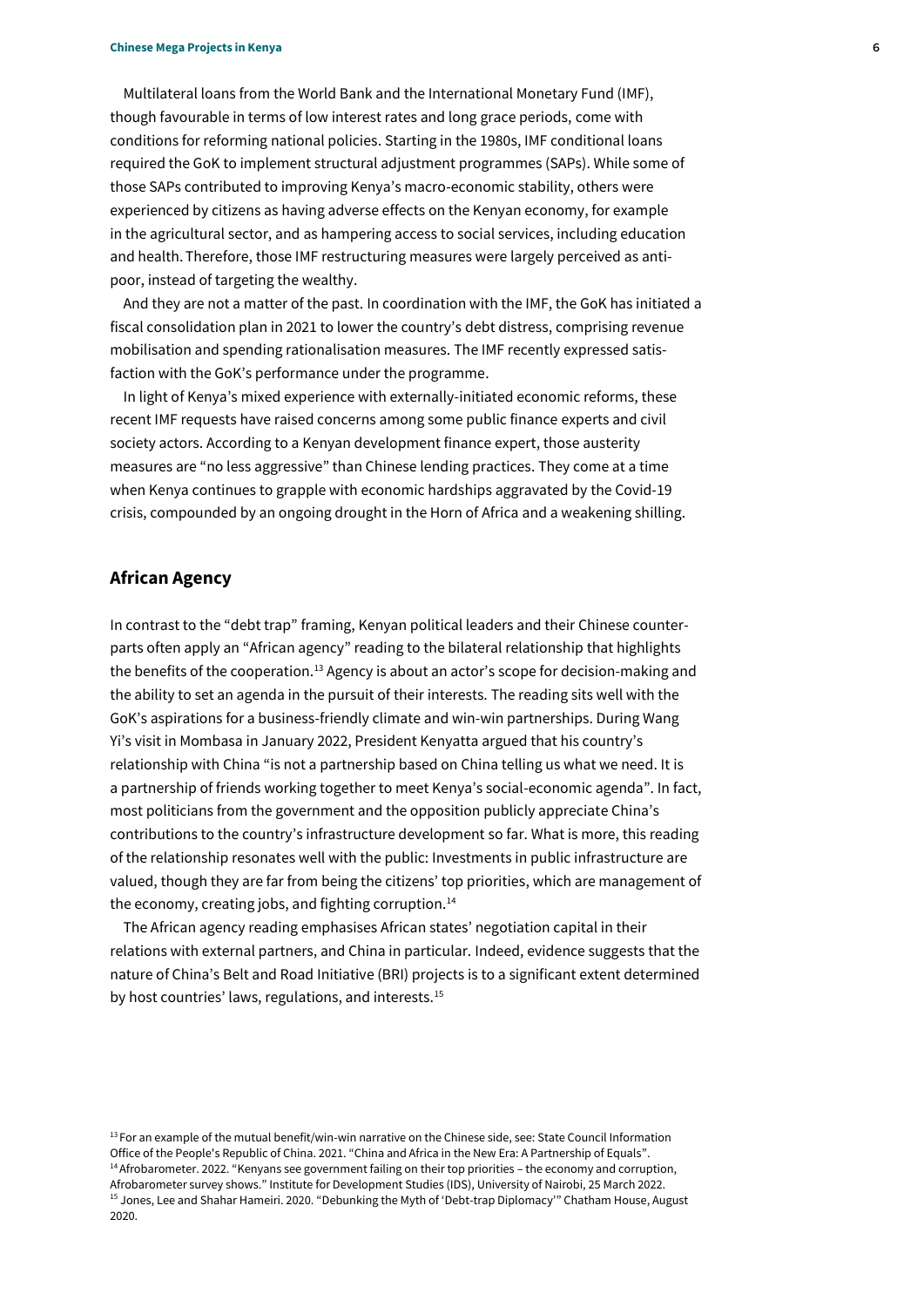Multilateral loans from the World Bank and the International Monetary Fund (IMF), though favourable in terms of low interest rates and long grace periods, come with conditions for reforming national policies. Starting in the 1980s, IMF conditional loans required the GoK to implement structural adjustment programmes (SAPs). While some of those SAPs contributed to improving Kenya's macro-economic stability, others were experienced by citizens as having adverse effects on the Kenyan economy, for example in the agricultural sector, and as hampering access to social services, including education and health. Therefore, those IMF restructuring measures were largely perceived as anti-poor, instead of targeting the wealthy.

And they are not a matter of the past. In coordination with the IMF, the GoK has initiated a fiscal consolidation plan in 2021 to lower the country's debt distress, comprising revenue mobilisation and spending rationalisation measures. The IMF recently expressed satisfaction with the GoK's performance under the programme.

In light of Kenya's mixed experience with externally-initiated economic reforms, these recent IMF requests have raised concerns among some public finance experts and civil society actors. According to a Kenyan development finance expert, those austerity measures are "no less aggressive" than Chinese lending practices. They come at a time when Kenya continues to grapple with economic hardships aggravated by the Covid-19 crisis, compounded by an ongoing drought in the Horn of Africa and a weakening shilling.

## African Agency

In contrast to the "debt trap" framing, Kenyan political leaders and their Chinese counterparts often apply an "African agency" reading to the bilateral relationship that highlights the benefits of the cooperation.[13] Agency is about an actor's scope for decision-making and the ability to set an agenda in the pursuit of their interests. The reading sits well with the GoK's aspirations for a business-friendly climate and win-win partnerships. During Wang Yi's visit in Mombasa in January 2022, President Kenyatta argued that his country's relationship with China "is not a partnership based on China telling us what we need. It is a partnership of friends working together to meet Kenya's social-economic agenda". In fact, most politicians from the government and the opposition publicly appreciate China's contributions to the country's infrastructure development so far. What is more, this reading of the relationship resonates well with the public: Investments in public infrastructure are valued, though they are far from being the citizens' top priorities, which are management of the economy, creating jobs, and fighting corruption.[14]

The African agency reading emphasises African states' negotiation capital in their relations with external partners, and China in particular. Indeed, evidence suggests that the nature of China's Belt and Road Initiative (BRI) projects is to a significant extent determined by host countries' laws, regulations, and interests.[15]

---

[13] For an example of the mutual benefit/win-win narrative on the Chinese side, see: State Council Information Office of the People's Republic of China. 2021. "China and Africa in the New Era: A Partnership of Equals".

[14] Afrobarometer. 2022. "Kenyans see government failing on their top priorities – the economy and corruption, Afrobarometer survey shows." Institute for Development Studies (IDS), University of Nairobi, 25 March 2022.

[15] Jones, Lee and Shahar Hameiri. 2020. "Debunking the Myth of 'Debt-trap Diplomacy'" Chatham House, August 2020.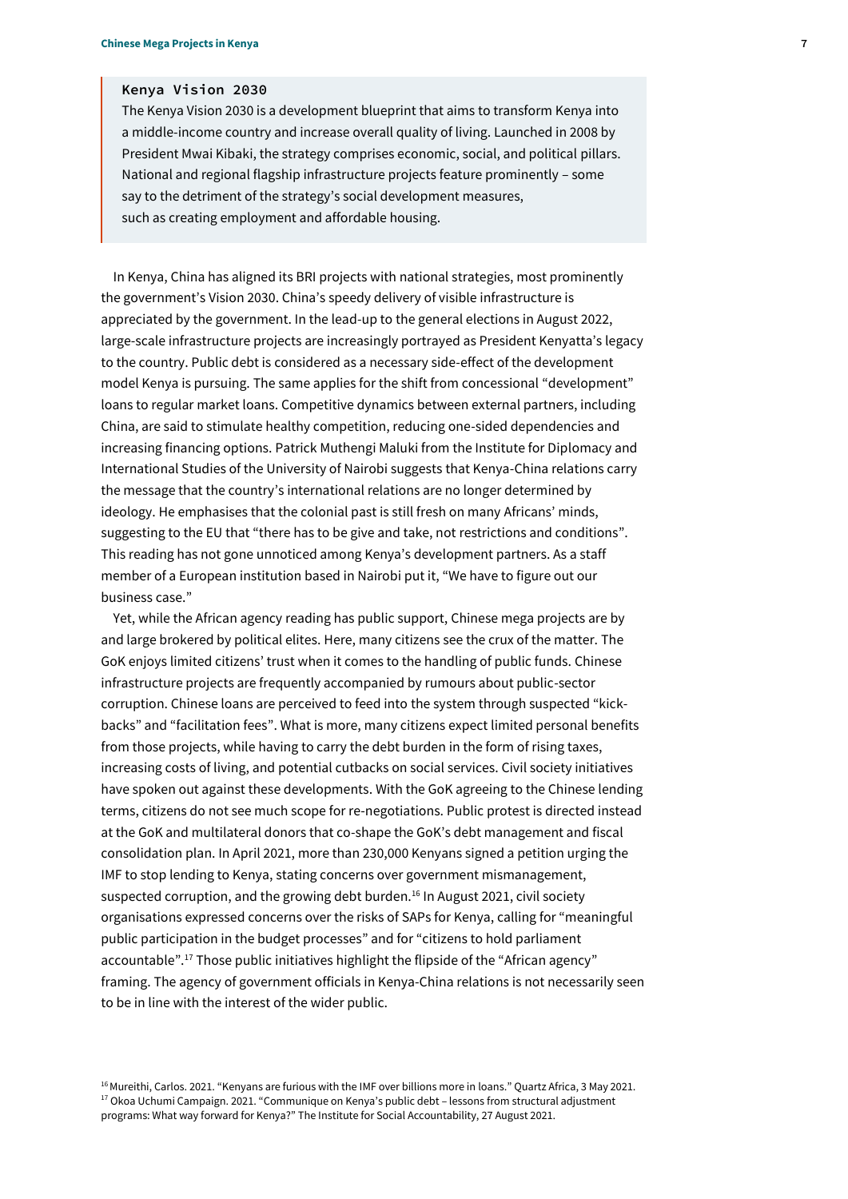**Kenya Vision 2030**

The Kenya Vision 2030 is a development blueprint that aims to transform Kenya into a middle-income country and increase overall quality of living. Launched in 2008 by President Mwai Kibaki, the strategy comprises economic, social, and political pillars. National and regional flagship infrastructure projects feature prominently – some say to the detriment of the strategy's social development measures, such as creating employment and affordable housing.

In Kenya, China has aligned its BRI projects with national strategies, most prominently the government's Vision 2030. China's speedy delivery of visible infrastructure is appreciated by the government. In the lead-up to the general elections in August 2022, large-scale infrastructure projects are increasingly portrayed as President Kenyatta's legacy to the country. Public debt is considered as a necessary side-effect of the development model Kenya is pursuing. The same applies for the shift from concessional "development" loans to regular market loans. Competitive dynamics between external partners, including China, are said to stimulate healthy competition, reducing one-sided dependencies and increasing financing options. Patrick Muthengi Maluki from the Institute for Diplomacy and International Studies of the University of Nairobi suggests that Kenya-China relations carry the message that the country's international relations are no longer determined by ideology. He emphasises that the colonial past is still fresh on many Africans' minds, suggesting to the EU that "there has to be give and take, not restrictions and conditions". This reading has not gone unnoticed among Kenya's development partners. As a staff member of a European institution based in Nairobi put it, "We have to figure out our business case."

Yet, while the African agency reading has public support, Chinese mega projects are by and large brokered by political elites. Here, many citizens see the crux of the matter. The GoK enjoys limited citizens' trust when it comes to the handling of public funds. Chinese infrastructure projects are frequently accompanied by rumours about public-sector corruption. Chinese loans are perceived to feed into the system through suspected "kick-backs" and "facilitation fees". What is more, many citizens expect limited personal benefits from those projects, while having to carry the debt burden in the form of rising taxes, increasing costs of living, and potential cutbacks on social services. Civil society initiatives have spoken out against these developments. With the GoK agreeing to the Chinese lending terms, citizens do not see much scope for re-negotiations. Public protest is directed instead at the GoK and multilateral donors that co-shape the GoK's debt management and fiscal consolidation plan. In April 2021, more than 230,000 Kenyans signed a petition urging the IMF to stop lending to Kenya, stating concerns over government mismanagement, suspected corruption, and the growing debt burden.[16] In August 2021, civil society organisations expressed concerns over the risks of SAPs for Kenya, calling for "meaningful public participation in the budget processes" and for "citizens to hold parliament accountable".[17] Those public initiatives highlight the flipside of the "African agency" framing. The agency of government officials in Kenya-China relations is not necessarily seen to be in line with the interest of the wider public.

[16] Mureithi, Carlos. 2021. "Kenyans are furious with the IMF over billions more in loans." Quartz Africa, 3 May 2021.
[17] Okoa Uchumi Campaign. 2021. "Communique on Kenya's public debt – lessons from structural adjustment programs: What way forward for Kenya?" The Institute for Social Accountability, 27 August 2021.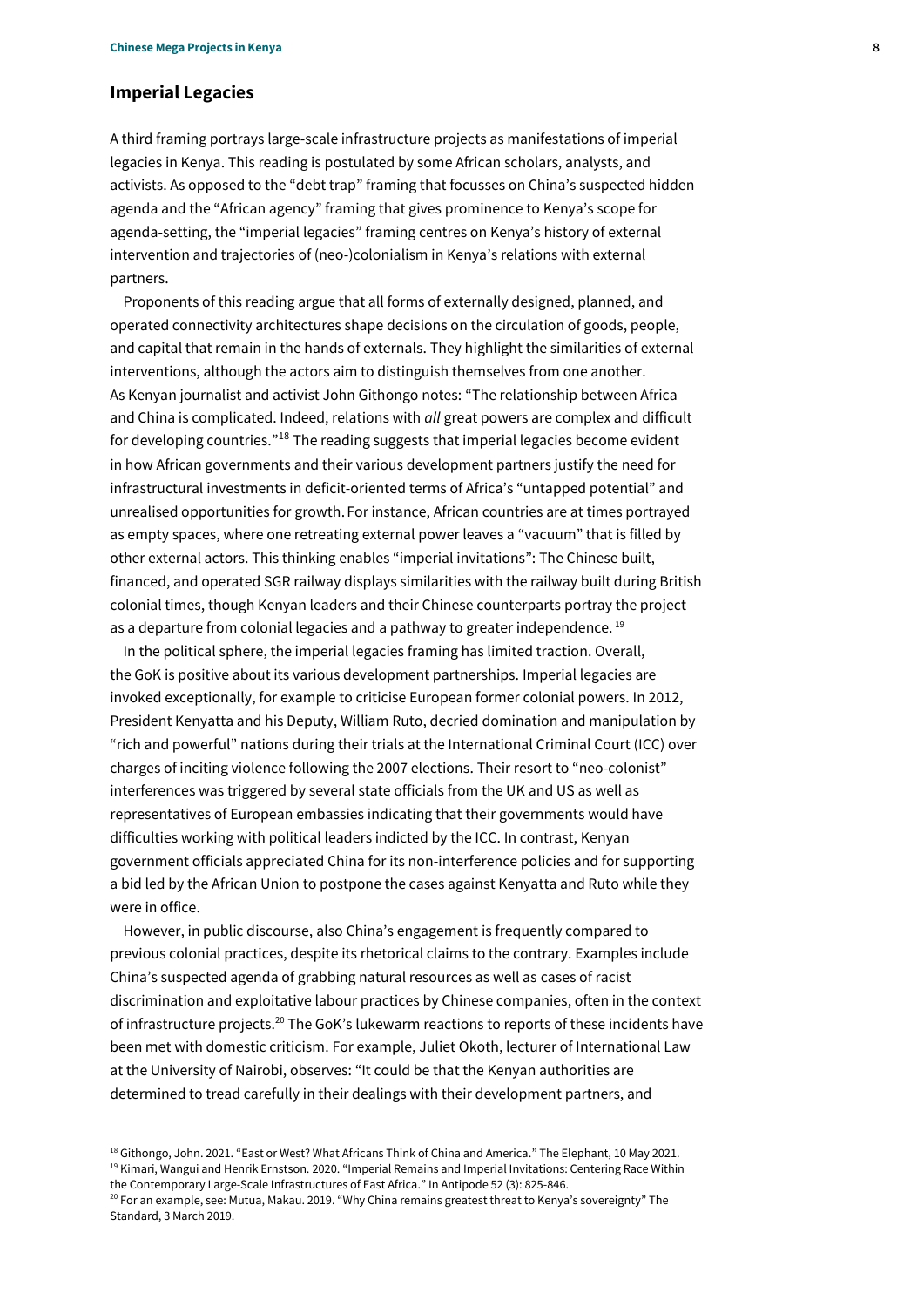## Imperial Legacies

A third framing portrays large-scale infrastructure projects as manifestations of imperial legacies in Kenya. This reading is postulated by some African scholars, analysts, and activists. As opposed to the "debt trap" framing that focusses on China's suspected hidden agenda and the "African agency" framing that gives prominence to Kenya's scope for agenda-setting, the "imperial legacies" framing centres on Kenya's history of external intervention and trajectories of (neo-)colonialism in Kenya's relations with external partners.

Proponents of this reading argue that all forms of externally designed, planned, and operated connectivity architectures shape decisions on the circulation of goods, people, and capital that remain in the hands of externals. They highlight the similarities of external interventions, although the actors aim to distinguish themselves from one another. As Kenyan journalist and activist John Githongo notes: "The relationship between Africa and China is complicated. Indeed, relations with *all* great powers are complex and difficult for developing countries."[18] The reading suggests that imperial legacies become evident in how African governments and their various development partners justify the need for infrastructural investments in deficit-oriented terms of Africa's "untapped potential" and unrealised opportunities for growth. For instance, African countries are at times portrayed as empty spaces, where one retreating external power leaves a "vacuum" that is filled by other external actors. This thinking enables "imperial invitations": The Chinese built, financed, and operated SGR railway displays similarities with the railway built during British colonial times, though Kenyan leaders and their Chinese counterparts portray the project as a departure from colonial legacies and a pathway to greater independence.[19]

In the political sphere, the imperial legacies framing has limited traction. Overall, the GoK is positive about its various development partnerships. Imperial legacies are invoked exceptionally, for example to criticise European former colonial powers. In 2012, President Kenyatta and his Deputy, William Ruto, decried domination and manipulation by "rich and powerful" nations during their trials at the International Criminal Court (ICC) over charges of inciting violence following the 2007 elections. Their resort to "neo-colonist" interferences was triggered by several state officials from the UK and US as well as representatives of European embassies indicating that their governments would have difficulties working with political leaders indicted by the ICC. In contrast, Kenyan government officials appreciated China for its non-interference policies and for supporting a bid led by the African Union to postpone the cases against Kenyatta and Ruto while they were in office.

However, in public discourse, also China's engagement is frequently compared to previous colonial practices, despite its rhetorical claims to the contrary. Examples include China's suspected agenda of grabbing natural resources as well as cases of racist discrimination and exploitative labour practices by Chinese companies, often in the context of infrastructure projects.[20] The GoK's lukewarm reactions to reports of these incidents have been met with domestic criticism. For example, Juliet Okoth, lecturer of International Law at the University of Nairobi, observes: "It could be that the Kenyan authorities are determined to tread carefully in their dealings with their development partners, and

[18] Githongo, John. 2021. "East or West? What Africans Think of China and America." The Elephant, 10 May 2021.
[19] Kimari, Wangui and Henrik Ernstson. 2020. "Imperial Remains and Imperial Invitations: Centering Race Within the Contemporary Large-Scale Infrastructures of East Africa." In Antipode 52 (3): 825-846.
[20] For an example, see: Mutua, Makau. 2019. "Why China remains greatest threat to Kenya's sovereignty" The Standard, 3 March 2019.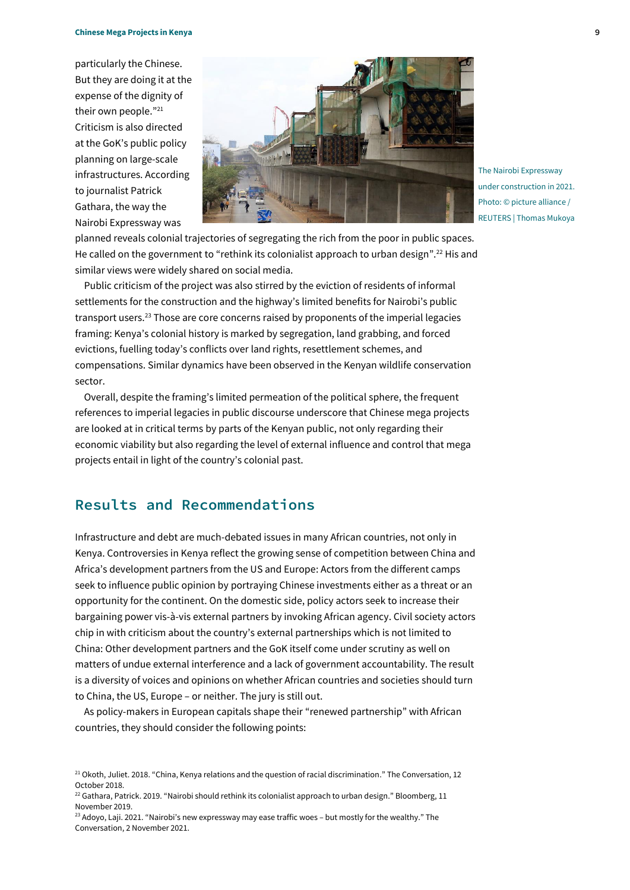particularly the Chinese. But they are doing it at the expense of the dignity of their own people."[21] Criticism is also directed at the GoK's public policy planning on large-scale infrastructures. According to journalist Patrick Gathara, the way the Nairobi Expressway was planned reveals colonial trajectories of segregating the rich from the poor in public spaces. He called on the government to "rethink its colonialist approach to urban design".[22] His and similar views were widely shared on social media.

The Nairobi Expressway under construction in 2021. Photo: © picture alliance / REUTERS | Thomas Mukoya

Public criticism of the project was also stirred by the eviction of residents of informal settlements for the construction and the highway's limited benefits for Nairobi's public transport users.[23] Those are core concerns raised by proponents of the imperial legacies framing: Kenya's colonial history is marked by segregation, land grabbing, and forced evictions, fuelling today's conflicts over land rights, resettlement schemes, and compensations. Similar dynamics have been observed in the Kenyan wildlife conservation sector.

Overall, despite the framing's limited permeation of the political sphere, the frequent references to imperial legacies in public discourse underscore that Chinese mega projects are looked at in critical terms by parts of the Kenyan public, not only regarding their economic viability but also regarding the level of external influence and control that mega projects entail in light of the country's colonial past.

## Results and Recommendations

Infrastructure and debt are much-debated issues in many African countries, not only in Kenya. Controversies in Kenya reflect the growing sense of competition between China and Africa's development partners from the US and Europe: Actors from the different camps seek to influence public opinion by portraying Chinese investments either as a threat or an opportunity for the continent. On the domestic side, policy actors seek to increase their bargaining power vis-à-vis external partners by invoking African agency. Civil society actors chip in with criticism about the country's external partnerships which is not limited to China: Other development partners and the GoK itself come under scrutiny as well on matters of undue external interference and a lack of government accountability. The result is a diversity of voices and opinions on whether African countries and societies should turn to China, the US, Europe – or neither. The jury is still out.

As policy-makers in European capitals shape their "renewed partnership" with African countries, they should consider the following points:

[21] Okoth, Juliet. 2018. "China, Kenya relations and the question of racial discrimination." The Conversation, 12 October 2018.

[22] Gathara, Patrick. 2019. "Nairobi should rethink its colonialist approach to urban design." Bloomberg, 11 November 2019.

[23] Adoyo, Laji. 2021. "Nairobi's new expressway may ease traffic woes – but mostly for the wealthy." The Conversation, 2 November 2021.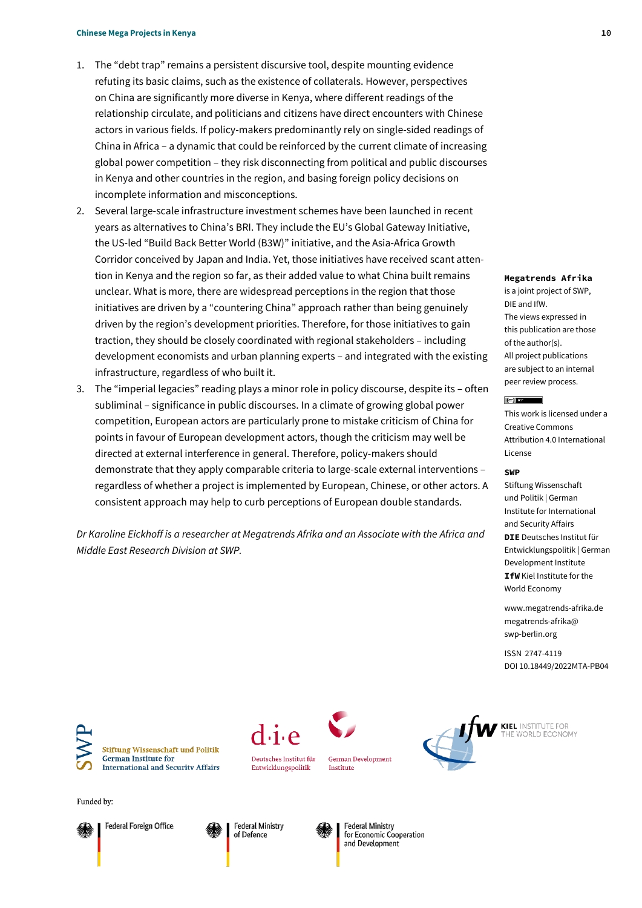1. The "debt trap" remains a persistent discursive tool, despite mounting evidence refuting its basic claims, such as the existence of collaterals. However, perspectives on China are significantly more diverse in Kenya, where different readings of the relationship circulate, and politicians and citizens have direct encounters with Chinese actors in various fields. If policy-makers predominantly rely on single-sided readings of China in Africa – a dynamic that could be reinforced by the current climate of increasing global power competition – they risk disconnecting from political and public discourses in Kenya and other countries in the region, and basing foreign policy decisions on incomplete information and misconceptions.
2. Several large-scale infrastructure investment schemes have been launched in recent years as alternatives to China's BRI. They include the EU's Global Gateway Initiative, the US-led "Build Back Better World (B3W)" initiative, and the Asia-Africa Growth Corridor conceived by Japan and India. Yet, those initiatives have received scant attention in Kenya and the region so far, as their added value to what China built remains unclear. What is more, there are widespread perceptions in the region that those initiatives are driven by a "countering China" approach rather than being genuinely driven by the region's development priorities. Therefore, for those initiatives to gain traction, they should be closely coordinated with regional stakeholders – including development economists and urban planning experts – and integrated with the existing infrastructure, regardless of who built it.
3. The "imperial legacies" reading plays a minor role in policy discourse, despite its – often subliminal – significance in public discourses. In a climate of growing global power competition, European actors are particularly prone to mistake criticism of China for points in favour of European development actors, though the criticism may well be directed at external interference in general. Therefore, policy-makers should demonstrate that they apply comparable criteria to large-scale external interventions – regardless of whether a project is implemented by European, Chinese, or other actors. A consistent approach may help to curb perceptions of European double standards.

*Dr Karoline Eickhoff is a researcher at Megatrends Afrika and an Associate with the Africa and Middle East Research Division at SWP.*

**Megatrends Afrika** is a joint project of SWP, DIE and IfW.
The views expressed in this publication are those of the author(s).
All project publications are subject to an internal peer review process.

This work is licensed under a Creative Commons Attribution 4.0 International License

**SWP** Stiftung Wissenschaft und Politik | German Institute for International and Security Affairs
**DIE** Deutsches Institut für Entwicklungspolitik | German Development Institute
**IfW** Kiel Institute for the World Economy

www.megatrends-afrika.de
megatrends-afrika@swp-berlin.org

ISSN 2747-4119
DOI 10.18449/2022MTA-PB04

Stiftung Wissenschaft und Politik
German Institute for International and Security Affairs

Deutsches Institut für Entwicklungspolitik
German Development Institute

KIEL INSTITUTE FOR THE WORLD ECONOMY

Funded by:

Federal Foreign Office

Federal Ministry of Defence

Federal Ministry for Economic Cooperation and Development